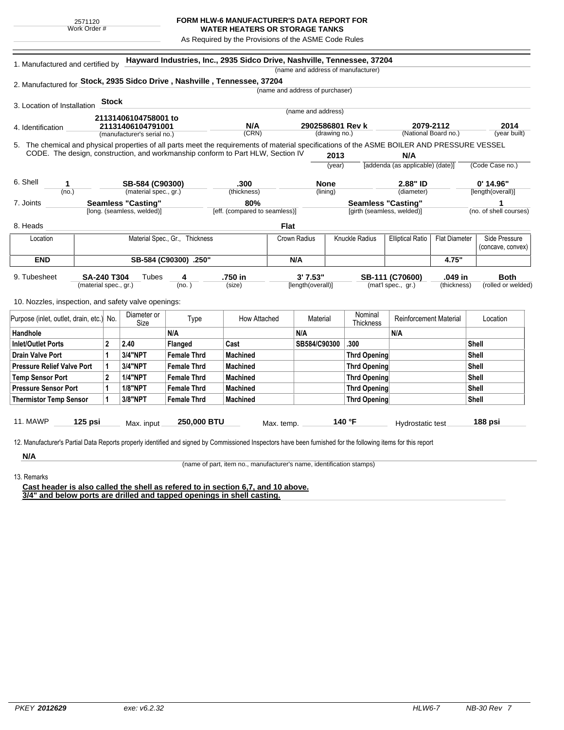2571120
Work Order #

# FORM HLW-6 MANUFACTURER'S DATA REPORT FOR WATER HEATERS OR STORAGE TANKS

As Required by the Provisions of the ASME Code Rules

1. Manufactured and certified by **Hayward Industries, Inc., 2935 Sidco Drive, Nashville, Tennessee, 37204**
(name and address of manufacturer)

2. Manufactured for **Stock, 2935 Sidco Drive , Nashville , Tennessee, 37204**
(name and address of purchaser)

3. Location of Installation **Stock**
(name and address)

4. Identification **21131406104758001 to 21131406104791001** (manufacturer's serial no.) **N/A** (CRN) **2902586801 Rev k** (drawing no.) **2079-2112** (National Board no.) **2014** (year built)

5. The chemical and physical properties of all parts meet the requirements of material specifications of the ASME BOILER AND PRESSURE VESSEL CODE. The design, construction, and workmanship conform to Part HLW, Section IV **2013** (year) **N/A** [addenda (as applicable) (date)] (Code Case no.)

6. Shell **1** (no.) **SB-584 (C90300)** (material spec., gr.) **.300** (thickness) **None** (lining) **2.88" ID** (diameter) **0' 14.96"** [length(overall)]

7. Joints **Seamless "Casting"** [long. (seamless, welded)] **80%** [eff. (compared to seamless)] **Seamless "Casting"** [girth (seamless, welded)] **1** (no. of shell courses)

8. Heads **Flat**

| Location | Material Spec., Gr., Thickness | Crown Radius | Knuckle Radius | Elliptical Ratio | Flat Diameter | Side Pressure (concave, convex) |
|---|---|---|---|---|---|---|
| **END** | **SB-584 (C90300) .250"** | **N/A** | | | **4.75"** | |

9. Tubesheet **SA-240 T304** (material spec., gr.) Tubes **4** (no.) **.750 in** (size) **3' 7.53"** [length(overall)] **SB-111 (C70600)** (mat'l spec., gr.) **.049 in** (thickness) **Both** (rolled or welded)

10. Nozzles, inspection, and safety valve openings:

| Purpose (inlet, outlet, drain, etc.) | No. | Diameter or Size | Type | How Attached | Material | Nominal Thickness | Reinforcement Material | Location |
|---|---|---|---|---|---|---|---|---|
| **Handhole** | | | **N/A** | | **N/A** | | **N/A** | |
| **Inlet/Outlet Ports** | **2** | **2.40** | **Flanged** | **Cast** | **SB584/C90300** | **.300** | | **Shell** |
| **Drain Valve Port** | **1** | **3/4"NPT** | **Female Thrd** | **Machined** | | **Thrd Opening** | | **Shell** |
| **Pressure Relief Valve Port** | **1** | **3/4"NPT** | **Female Thrd** | **Machined** | | **Thrd Opening** | | **Shell** |
| **Temp Sensor Port** | **2** | **1/4"NPT** | **Female Thrd** | **Machined** | | **Thrd Opening** | | **Shell** |
| **Pressure Sensor Port** | **1** | **1/8"NPT** | **Female Thrd** | **Machined** | | **Thrd Opening** | | **Shell** |
| **Thermistor Temp Sensor** | **1** | **3/8"NPT** | **Female Thrd** | **Machined** | | **Thrd Opening** | | **Shell** |

11. MAWP **125 psi** Max. input **250,000 BTU** Max. temp. **140 °F** Hydrostatic test **188 psi**

12. Manufacturer's Partial Data Reports properly identified and signed by Commissioned Inspectors have been furnished for the following items for this report

**N/A**
(name of part, item no., manufacturer's name, identification stamps)

13. Remarks

**Cast header is also called the shell as refered to in section 6,7, and 10 above.**
**3/4" and below ports are drilled and tapped openings in shell casting.**

PKEY **2012629** exe: v6.2.32 HLW6-7 NB-30 Rev 7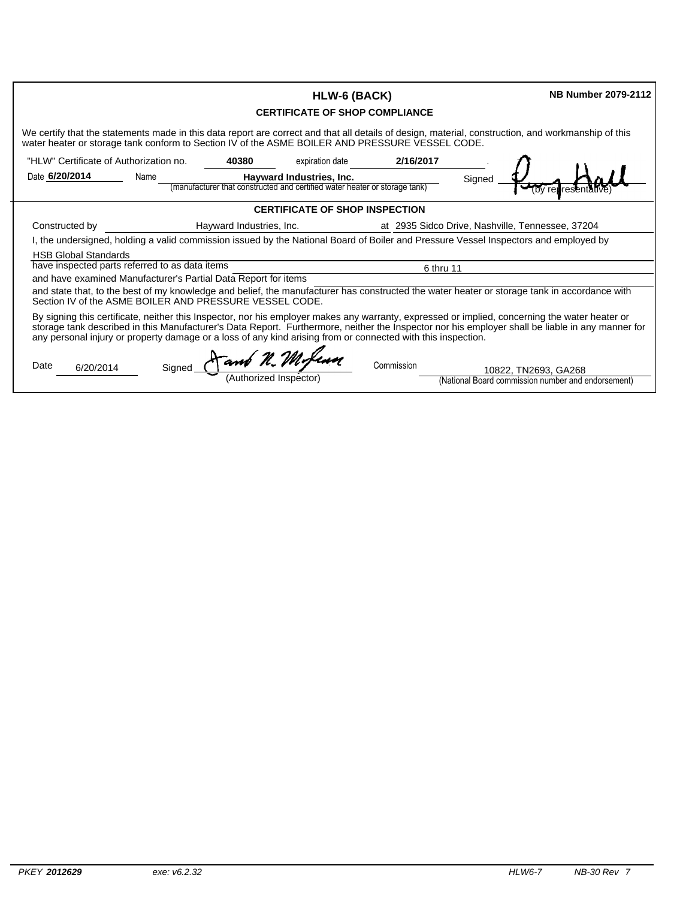**NB Number 2079-2112**

# HLW-6 (BACK)

## CERTIFICATE OF SHOP COMPLIANCE

We certify that the statements made in this data report are correct and that all details of design, material, construction, and workmanship of this water heater or storage tank conform to Section IV of the ASME BOILER AND PRESSURE VESSEL CODE.

"HLW" Certificate of Authorization no. **40380** expiration date **2/16/2017** .

Date **6/20/2014** Name **Hayward Industries, Inc.** (manufacturer that constructed and certified water heater or storage tank) Signed [signature] (by representative)

## CERTIFICATE OF SHOP INSPECTION

Constructed by Hayward Industries, Inc. at 2935 Sidco Drive, Nashville, Tennessee, 37204

I, the undersigned, holding a valid commission issued by the National Board of Boiler and Pressure Vessel Inspectors and employed by HSB Global Standards

have inspected parts referred to as data items 6 thru 11

and have examined Manufacturer's Partial Data Report for items

and state that, to the best of my knowledge and belief, the manufacturer has constructed the water heater or storage tank in accordance with Section IV of the ASME BOILER AND PRESSURE VESSEL CODE.

By signing this certificate, neither this Inspector, nor his employer makes any warranty, expressed or implied, concerning the water heater or storage tank described in this Manufacturer's Data Report. Furthermore, neither the Inspector nor his employer shall be liable in any manner for any personal injury or property damage or a loss of any kind arising from or connected with this inspection.

Date 6/20/2014 Signed [signature] (Authorized Inspector) Commission 10822, TN2693, GA268 (National Board commission number and endorsement)

*PKEY* ***2012629*** *exe: v6.2.32* *HLW6-7* *NB-30 Rev 7*